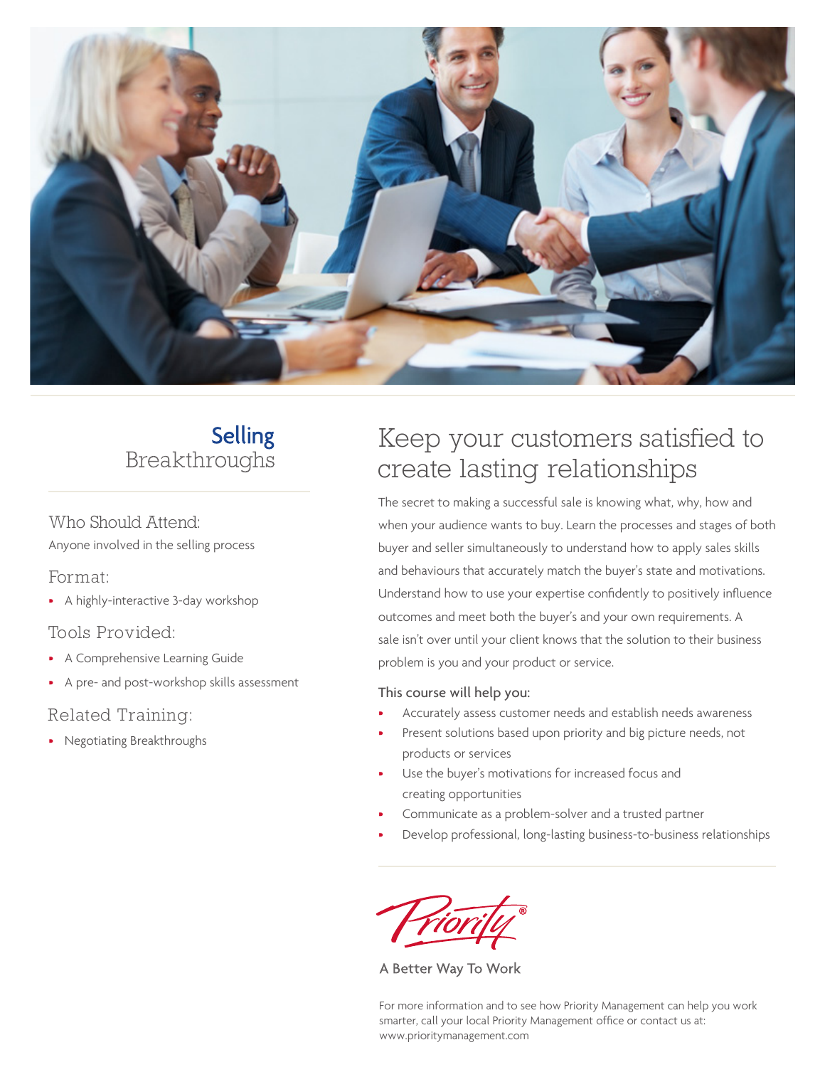# Selling Breakthroughs

## Who Should Attend:

Anyone involved in the selling process

## Format:

- A highly-interactive 3-day workshop

## Tools Provided:

- A Comprehensive Learning Guide
- A pre- and post-workshop skills assessment

## Related Training:

- Negotiating Breakthroughs

# Keep your customers satisfied to create lasting relationships

The secret to making a successful sale is knowing what, why, how and when your audience wants to buy. Learn the processes and stages of both buyer and seller simultaneously to understand how to apply sales skills and behaviours that accurately match the buyer's state and motivations. Understand how to use your expertise confidently to positively influence outcomes and meet both the buyer's and your own requirements. A sale isn't over until your client knows that the solution to their business problem is you and your product or service.

### This course will help you:

- Accurately assess customer needs and establish needs awareness
- Present solutions based upon priority and big picture needs, not products or services
- Use the buyer's motivations for increased focus and creating opportunities
- Communicate as a problem-solver and a trusted partner
- Develop professional, long-lasting business-to-business relationships

Priority®

A Better Way To Work

For more information and to see how Priority Management can help you work smarter, call your local Priority Management office or contact us at: www.prioritymanagement.com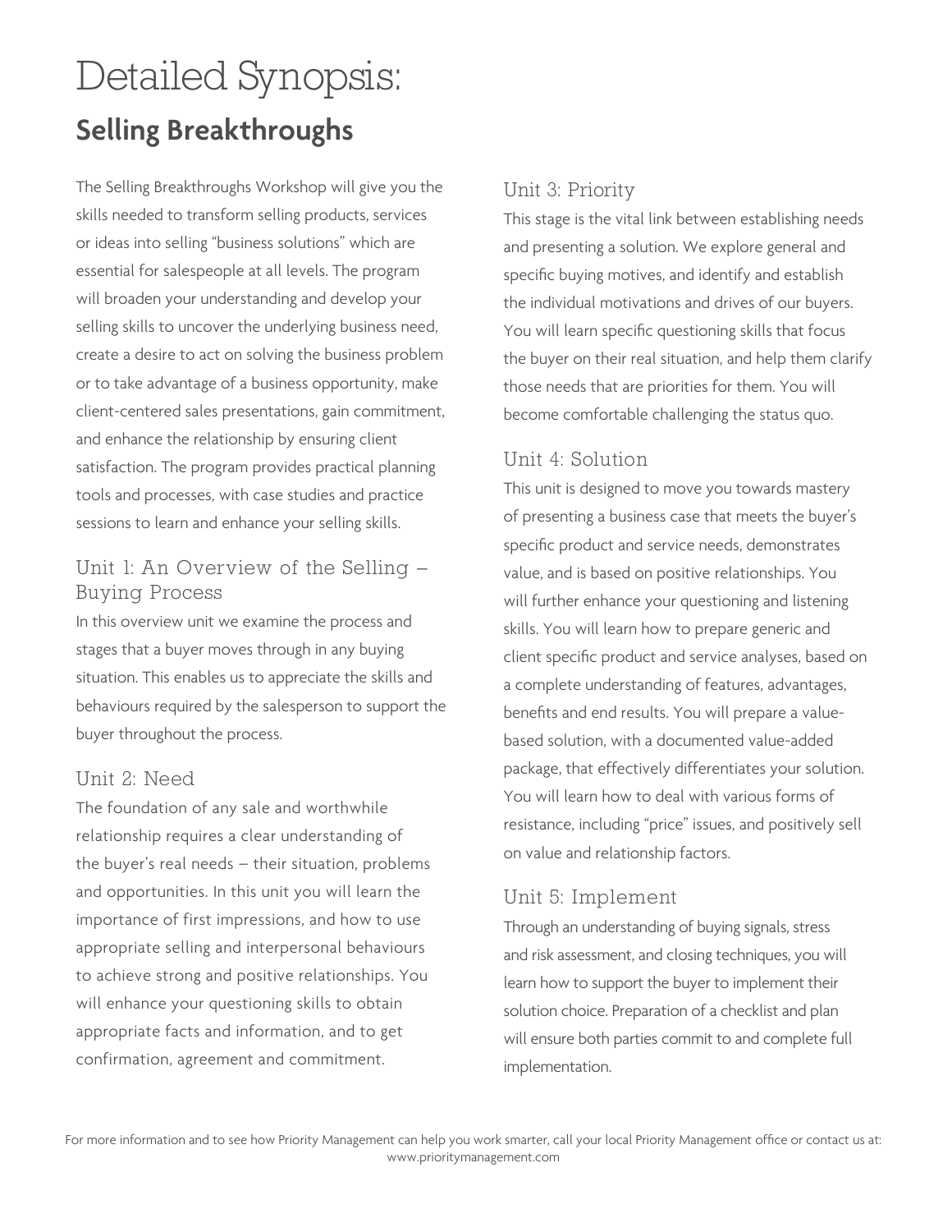# Detailed Synopsis:

## Selling Breakthroughs

The Selling Breakthroughs Workshop will give you the skills needed to transform selling products, services or ideas into selling "business solutions" which are essential for salespeople at all levels. The program will broaden your understanding and develop your selling skills to uncover the underlying business need, create a desire to act on solving the business problem or to take advantage of a business opportunity, make client-centered sales presentations, gain commitment, and enhance the relationship by ensuring client satisfaction. The program provides practical planning tools and processes, with case studies and practice sessions to learn and enhance your selling skills.

### Unit 1: An Overview of the Selling – Buying Process

In this overview unit we examine the process and stages that a buyer moves through in any buying situation. This enables us to appreciate the skills and behaviours required by the salesperson to support the buyer throughout the process.

### Unit 2: Need

The foundation of any sale and worthwhile relationship requires a clear understanding of the buyer's real needs – their situation, problems and opportunities. In this unit you will learn the importance of first impressions, and how to use appropriate selling and interpersonal behaviours to achieve strong and positive relationships. You will enhance your questioning skills to obtain appropriate facts and information, and to get confirmation, agreement and commitment.

### Unit 3: Priority

This stage is the vital link between establishing needs and presenting a solution. We explore general and specific buying motives, and identify and establish the individual motivations and drives of our buyers. You will learn specific questioning skills that focus the buyer on their real situation, and help them clarify those needs that are priorities for them. You will become comfortable challenging the status quo.

### Unit 4: Solution

This unit is designed to move you towards mastery of presenting a business case that meets the buyer's specific product and service needs, demonstrates value, and is based on positive relationships. You will further enhance your questioning and listening skills. You will learn how to prepare generic and client specific product and service analyses, based on a complete understanding of features, advantages, benefits and end results. You will prepare a value-based solution, with a documented value-added package, that effectively differentiates your solution. You will learn how to deal with various forms of resistance, including "price" issues, and positively sell on value and relationship factors.

### Unit 5: Implement

Through an understanding of buying signals, stress and risk assessment, and closing techniques, you will learn how to support the buyer to implement their solution choice. Preparation of a checklist and plan will ensure both parties commit to and complete full implementation.

For more information and to see how Priority Management can help you work smarter, call your local Priority Management office or contact us at: www.prioritymanagement.com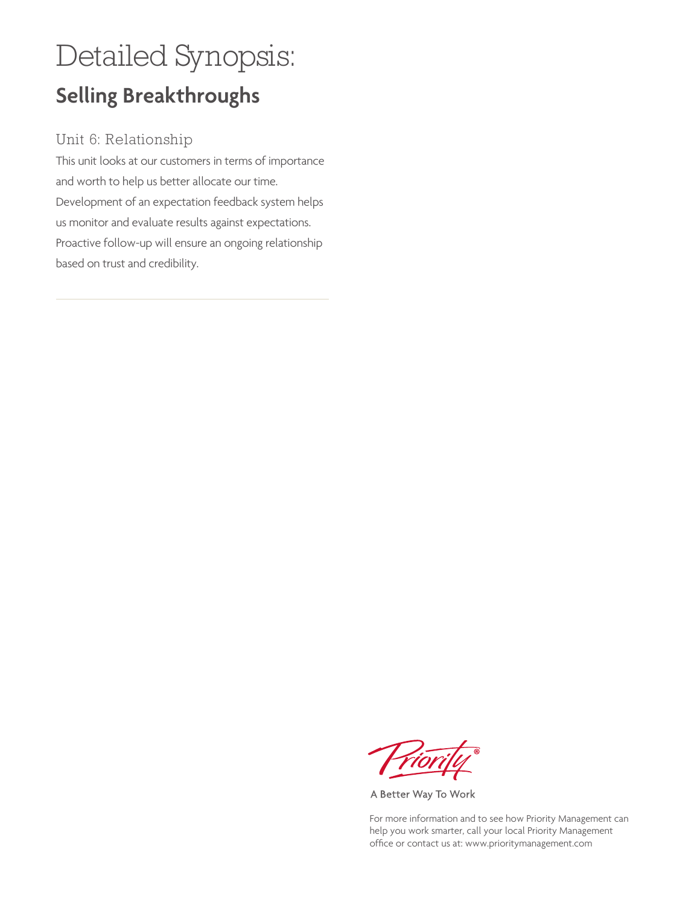# Detailed Synopsis:

## Selling Breakthroughs

### Unit 6: Relationship

This unit looks at our customers in terms of importance and worth to help us better allocate our time. Development of an expectation feedback system helps us monitor and evaluate results against expectations. Proactive follow-up will ensure an ongoing relationship based on trust and credibility.

A Better Way To Work

For more information and to see how Priority Management can help you work smarter, call your local Priority Management office or contact us at: www.prioritymanagement.com